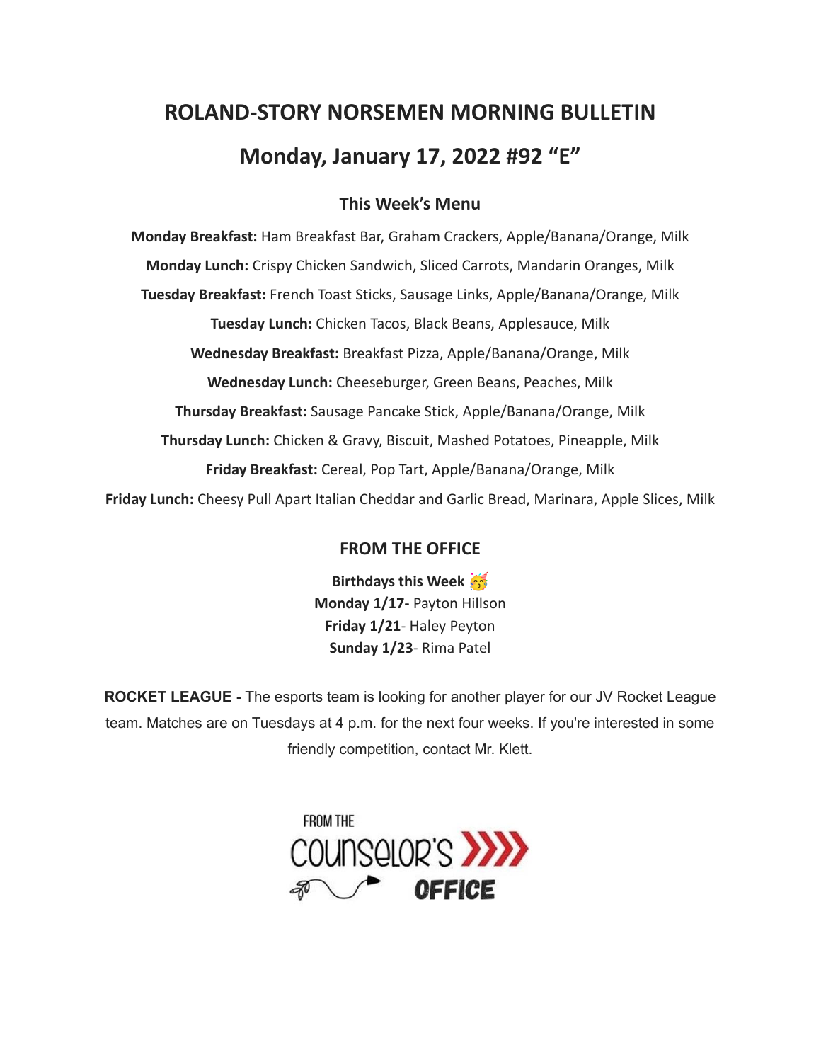# ROLAND-STORY NORSEMEN MORNING BULLETIN

## Monday, January 17, 2022 #92 "E"

### This Week's Menu

**Monday Breakfast:** Ham Breakfast Bar, Graham Crackers, Apple/Banana/Orange, Milk

**Monday Lunch:** Crispy Chicken Sandwich, Sliced Carrots, Mandarin Oranges, Milk

**Tuesday Breakfast:** French Toast Sticks, Sausage Links, Apple/Banana/Orange, Milk

**Tuesday Lunch:** Chicken Tacos, Black Beans, Applesauce, Milk

**Wednesday Breakfast:** Breakfast Pizza, Apple/Banana/Orange, Milk

**Wednesday Lunch:** Cheeseburger, Green Beans, Peaches, Milk

**Thursday Breakfast:** Sausage Pancake Stick, Apple/Banana/Orange, Milk

**Thursday Lunch:** Chicken & Gravy, Biscuit, Mashed Potatoes, Pineapple, Milk

**Friday Breakfast:** Cereal, Pop Tart, Apple/Banana/Orange, Milk

**Friday Lunch:** Cheesy Pull Apart Italian Cheddar and Garlic Bread, Marinara, Apple Slices, Milk

### FROM THE OFFICE

**Birthdays this Week 🥳**

**Monday 1/17-** Payton Hillson

**Friday 1/21**- Haley Peyton

**Sunday 1/23**- Rima Patel

**ROCKET LEAGUE -** The esports team is looking for another player for our JV Rocket League team. Matches are on Tuesdays at 4 p.m. for the next four weeks. If you're interested in some friendly competition, contact Mr. Klett.

FROM THE COUNSELOR'S OFFICE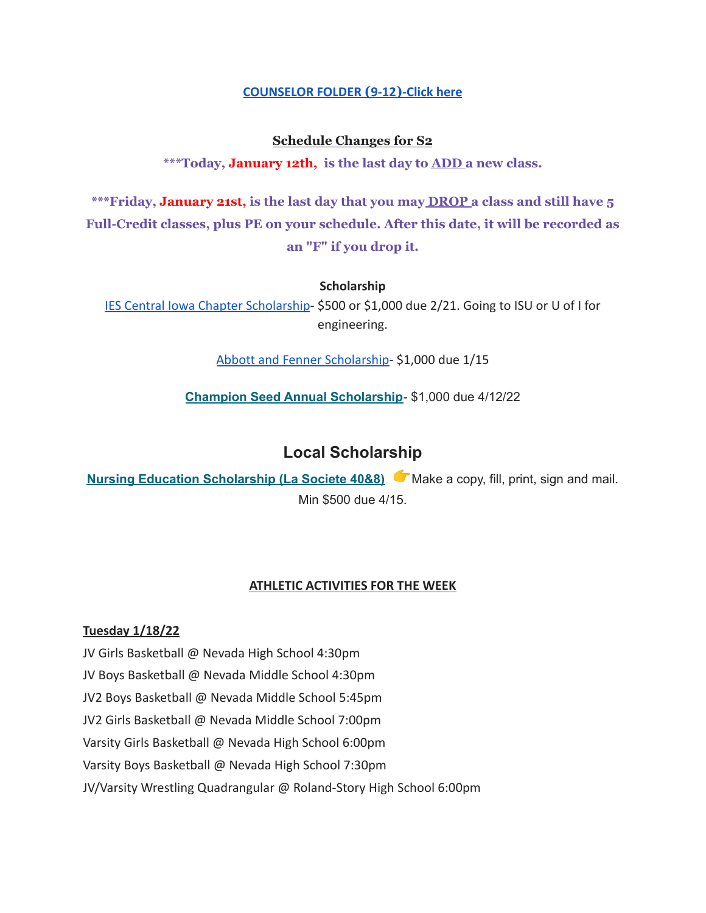**COUNSELOR FOLDER (9-12)-Click here**

**Schedule Changes for S2**

**\*\*\*Today, January 12th, is the last day to ADD a new class.**

**\*\*\*Friday, January 21st, is the last day that you may DROP a class and still have 5 Full-Credit classes, plus PE on your schedule. After this date, it will be recorded as an "F" if you drop it.**

**Scholarship**

IES Central Iowa Chapter Scholarship- $500 or $1,000 due 2/21. Going to ISU or U of I for engineering.

Abbott and Fenner Scholarship- $1,000 due 1/15

**Champion Seed Annual Scholarship**- $1,000 due 4/12/22

## Local Scholarship

**Nursing Education Scholarship (La Societe 40&8)** 👉Make a copy, fill, print, sign and mail. Min $500 due 4/15.

**ATHLETIC ACTIVITIES FOR THE WEEK**

**Tuesday 1/18/22**

JV Girls Basketball @ Nevada High School 4:30pm
JV Boys Basketball @ Nevada Middle School 4:30pm
JV2 Boys Basketball @ Nevada Middle School 5:45pm
JV2 Girls Basketball @ Nevada Middle School 7:00pm
Varsity Girls Basketball @ Nevada High School 6:00pm
Varsity Boys Basketball @ Nevada High School 7:30pm
JV/Varsity Wrestling Quadrangular @ Roland-Story High School 6:00pm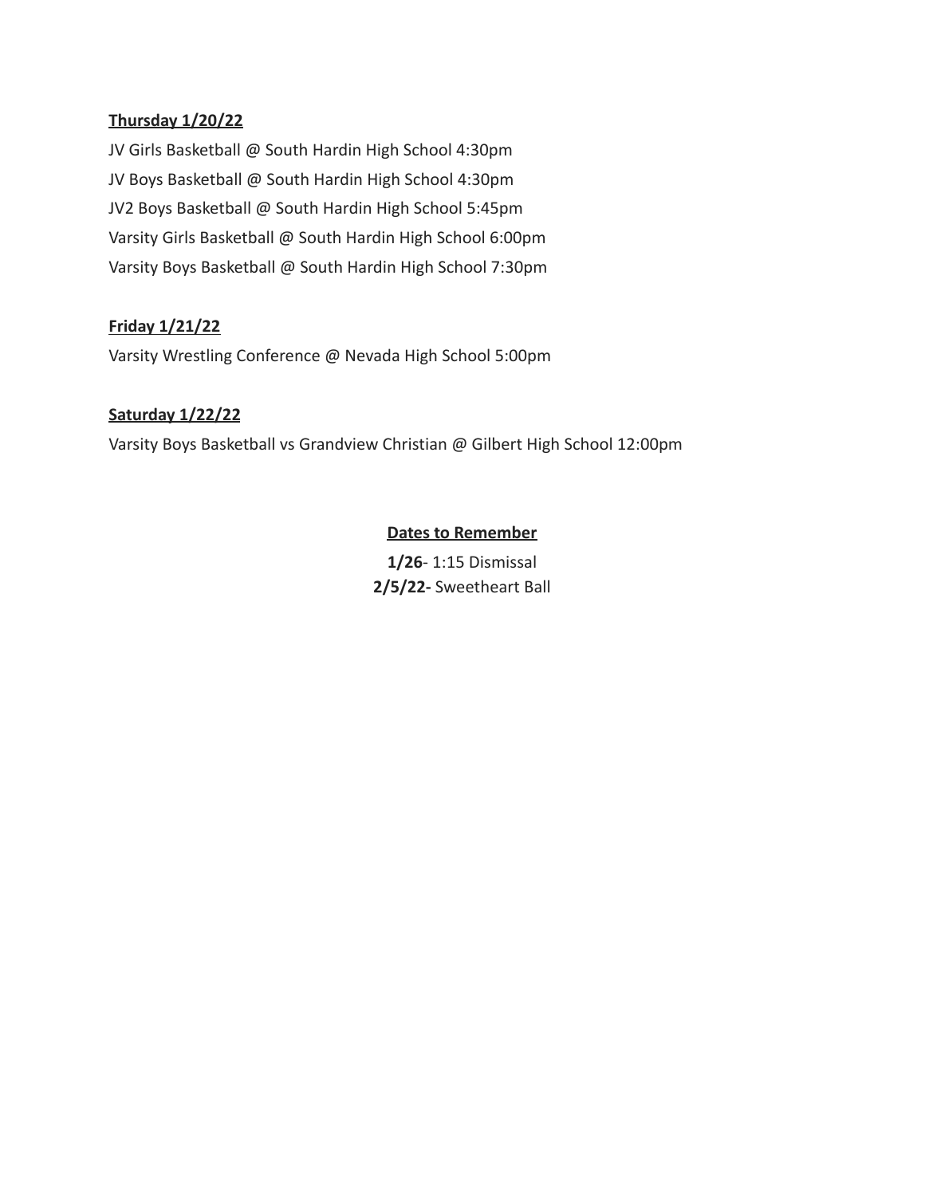**Thursday 1/20/22**

JV Girls Basketball @ South Hardin High School 4:30pm

JV Boys Basketball @ South Hardin High School 4:30pm

JV2 Boys Basketball @ South Hardin High School 5:45pm

Varsity Girls Basketball @ South Hardin High School 6:00pm

Varsity Boys Basketball @ South Hardin High School 7:30pm

**Friday 1/21/22**

Varsity Wrestling Conference @ Nevada High School 5:00pm

**Saturday 1/22/22**

Varsity Boys Basketball vs Grandview Christian @ Gilbert High School 12:00pm

**Dates to Remember**

**1/26**- 1:15 Dismissal

**2/5/22-** Sweetheart Ball